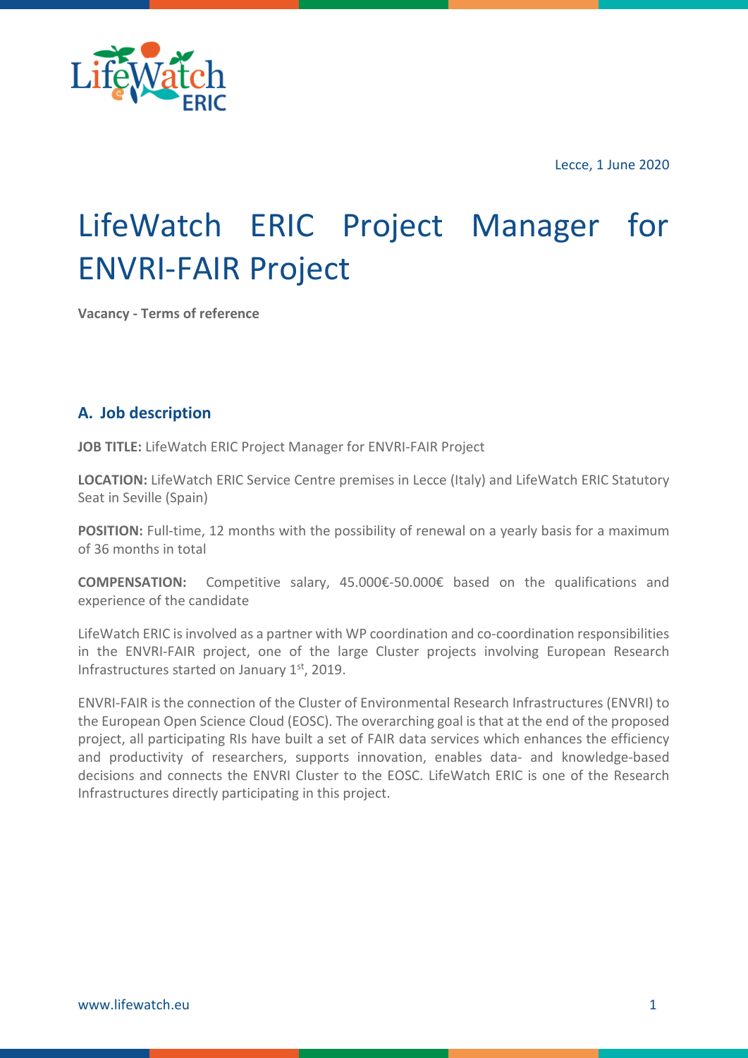Lecce, 1 June 2020

# LifeWatch ERIC Project Manager for ENVRI-FAIR Project

**Vacancy - Terms of reference**

## A. Job description

**JOB TITLE:** LifeWatch ERIC Project Manager for ENVRI-FAIR Project

**LOCATION:** LifeWatch ERIC Service Centre premises in Lecce (Italy) and LifeWatch ERIC Statutory Seat in Seville (Spain)

**POSITION:** Full-time, 12 months with the possibility of renewal on a yearly basis for a maximum of 36 months in total

**COMPENSATION:** Competitive salary, 45.000€-50.000€ based on the qualifications and experience of the candidate

LifeWatch ERIC is involved as a partner with WP coordination and co-coordination responsibilities in the ENVRI-FAIR project, one of the large Cluster projects involving European Research Infrastructures started on January 1st, 2019.

ENVRI-FAIR is the connection of the Cluster of Environmental Research Infrastructures (ENVRI) to the European Open Science Cloud (EOSC). The overarching goal is that at the end of the proposed project, all participating RIs have built a set of FAIR data services which enhances the efficiency and productivity of researchers, supports innovation, enables data- and knowledge-based decisions and connects the ENVRI Cluster to the EOSC. LifeWatch ERIC is one of the Research Infrastructures directly participating in this project.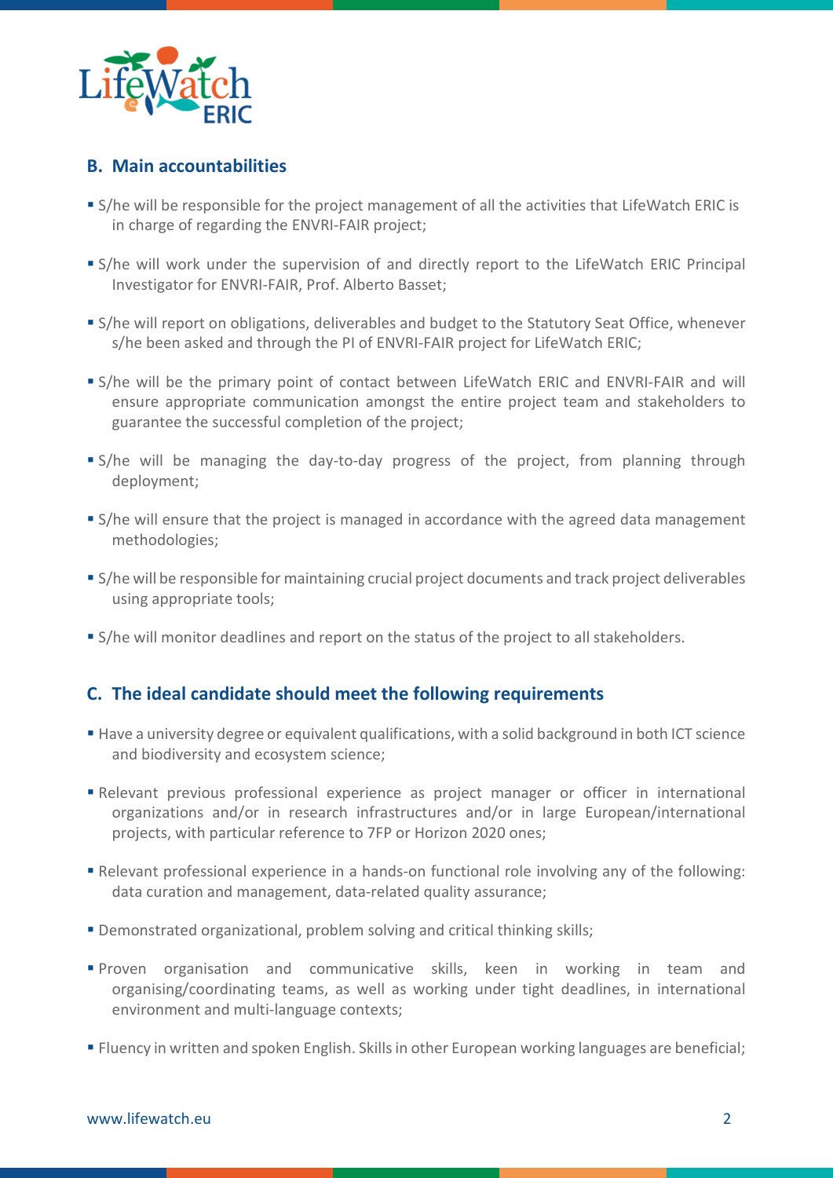## B. Main accountabilities

- S/he will be responsible for the project management of all the activities that LifeWatch ERIC is in charge of regarding the ENVRI-FAIR project;
- S/he will work under the supervision of and directly report to the LifeWatch ERIC Principal Investigator for ENVRI-FAIR, Prof. Alberto Basset;
- S/he will report on obligations, deliverables and budget to the Statutory Seat Office, whenever s/he been asked and through the PI of ENVRI-FAIR project for LifeWatch ERIC;
- S/he will be the primary point of contact between LifeWatch ERIC and ENVRI-FAIR and will ensure appropriate communication amongst the entire project team and stakeholders to guarantee the successful completion of the project;
- S/he will be managing the day-to-day progress of the project, from planning through deployment;
- S/he will ensure that the project is managed in accordance with the agreed data management methodologies;
- S/he will be responsible for maintaining crucial project documents and track project deliverables using appropriate tools;
- S/he will monitor deadlines and report on the status of the project to all stakeholders.

## C. The ideal candidate should meet the following requirements

- Have a university degree or equivalent qualifications, with a solid background in both ICT science and biodiversity and ecosystem science;
- Relevant previous professional experience as project manager or officer in international organizations and/or in research infrastructures and/or in large European/international projects, with particular reference to 7FP or Horizon 2020 ones;
- Relevant professional experience in a hands-on functional role involving any of the following: data curation and management, data-related quality assurance;
- Demonstrated organizational, problem solving and critical thinking skills;
- Proven organisation and communicative skills, keen in working in team and organising/coordinating teams, as well as working under tight deadlines, in international environment and multi-language contexts;
- Fluency in written and spoken English. Skills in other European working languages are beneficial;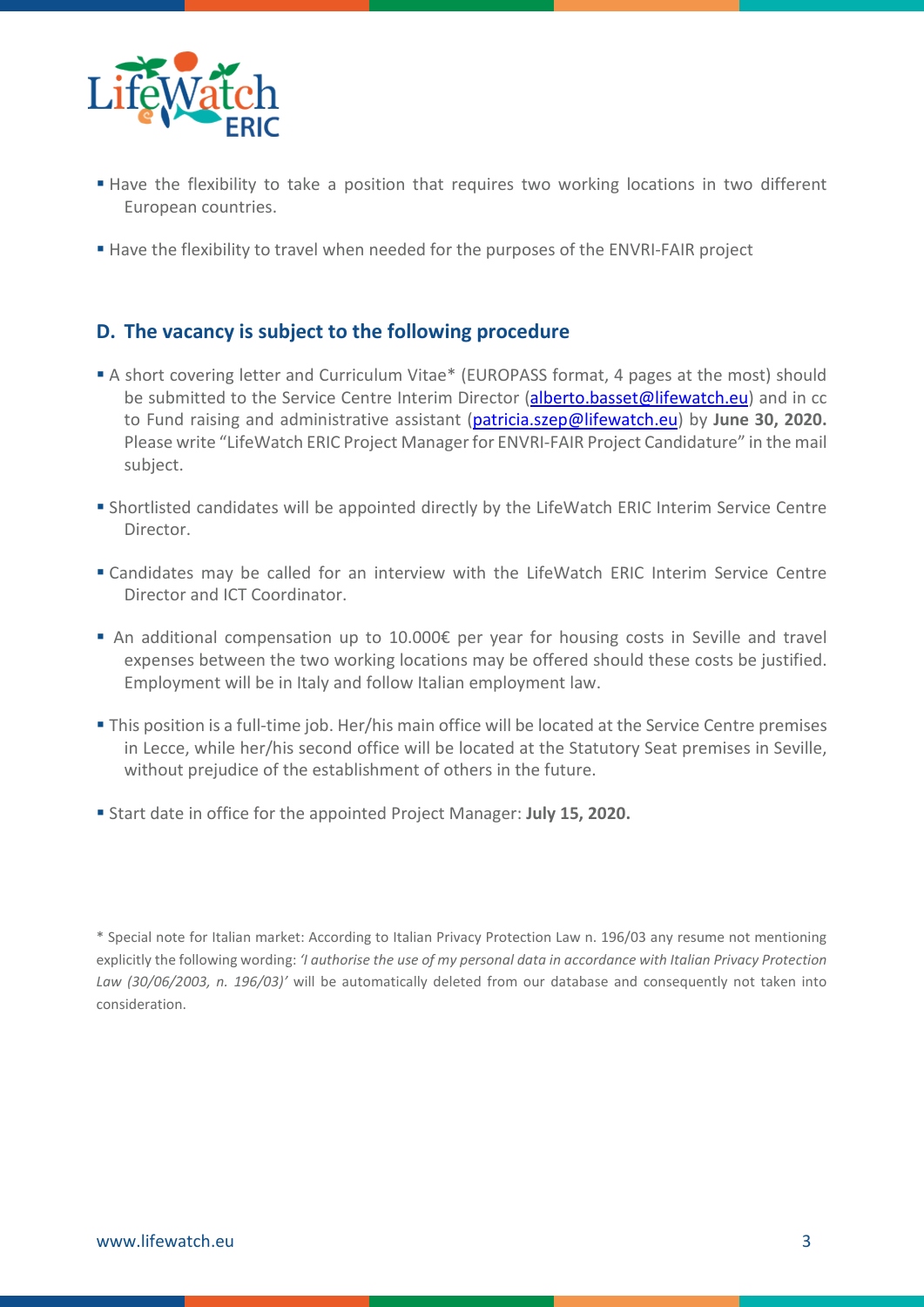- Have the flexibility to take a position that requires two working locations in two different European countries.
- Have the flexibility to travel when needed for the purposes of the ENVRI-FAIR project

## D. The vacancy is subject to the following procedure

- A short covering letter and Curriculum Vitae* (EUROPASS format, 4 pages at the most) should be submitted to the Service Centre Interim Director (alberto.basset@lifewatch.eu) and in cc to Fund raising and administrative assistant (patricia.szep@lifewatch.eu) by **June 30, 2020.** Please write "LifeWatch ERIC Project Manager for ENVRI-FAIR Project Candidature" in the mail subject.
- Shortlisted candidates will be appointed directly by the LifeWatch ERIC Interim Service Centre Director.
- Candidates may be called for an interview with the LifeWatch ERIC Interim Service Centre Director and ICT Coordinator.
- An additional compensation up to 10.000€ per year for housing costs in Seville and travel expenses between the two working locations may be offered should these costs be justified. Employment will be in Italy and follow Italian employment law.
- This position is a full-time job. Her/his main office will be located at the Service Centre premises in Lecce, while her/his second office will be located at the Statutory Seat premises in Seville, without prejudice of the establishment of others in the future.
- Start date in office for the appointed Project Manager: **July 15, 2020.**

\* Special note for Italian market: According to Italian Privacy Protection Law n. 196/03 any resume not mentioning explicitly the following wording: *'I authorise the use of my personal data in accordance with Italian Privacy Protection Law (30/06/2003, n. 196/03)'* will be automatically deleted from our database and consequently not taken into consideration.